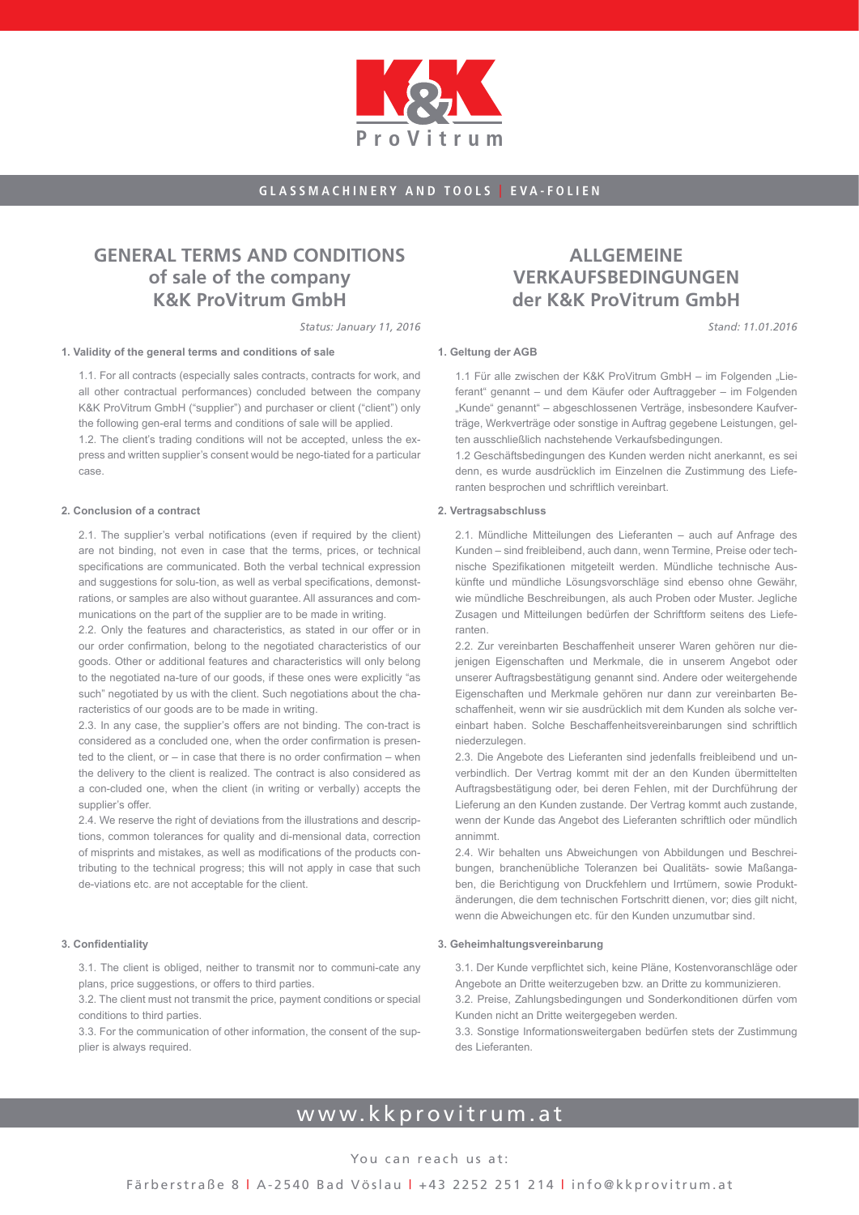K&K ProVitrum

GLASSMACHINERY AND TOOLS | EVA-FOLIEN

# GENERAL TERMS AND CONDITIONS of sale of the company K&K ProVitrum GmbH

*Status: January 11, 2016*

### 1. Validity of the general terms and conditions of sale

1.1. For all contracts (especially sales contracts, contracts for work, and all other contractual performances) concluded between the company K&K ProVitrum GmbH ("supplier") and purchaser or client ("client") only the following gen-eral terms and conditions of sale will be applied.

1.2. The client's trading conditions will not be accepted, unless the express and written supplier's consent would be nego-tiated for a particular case.

### 2. Conclusion of a contract

2.1. The supplier's verbal notifications (even if required by the client) are not binding, not even in case that the terms, prices, or technical specifications are communicated. Both the verbal technical expression and suggestions for solu-tion, as well as verbal specifications, demonstrations, or samples are also without guarantee. All assurances and communications on the part of the supplier are to be made in writing.

2.2. Only the features and characteristics, as stated in our offer or in our order confirmation, belong to the negotiated characteristics of our goods. Other or additional features and characteristics will only belong to the negotiated na-ture of our goods, if these ones were explicitly "as such" negotiated by us with the client. Such negotiations about the characteristics of our goods are to be made in writing.

2.3. In any case, the supplier's offers are not binding. The con-tract is considered as a concluded one, when the order confirmation is presented to the client, or – in case that there is no order confirmation – when the delivery to the client is realized. The contract is also considered as a con-cluded one, when the client (in writing or verbally) accepts the supplier's offer.

2.4. We reserve the right of deviations from the illustrations and descriptions, common tolerances for quality and di-mensional data, correction of misprints and mistakes, as well as modifications of the products contributing to the technical progress; this will not apply in case that such de-viations etc. are not acceptable for the client.

### 3. Confidentiality

3.1. The client is obliged, neither to transmit nor to communi-cate any plans, price suggestions, or offers to third parties.

3.2. The client must not transmit the price, payment conditions or special conditions to third parties.

3.3. For the communication of other information, the consent of the supplier is always required.

# ALLGEMEINE VERKAUFSBEDINGUNGEN der K&K ProVitrum GmbH

*Stand: 11.01.2016*

### 1. Geltung der AGB

1.1 Für alle zwischen der K&K ProVitrum GmbH – im Folgenden „Lieferant" genannt – und dem Käufer oder Auftraggeber – im Folgenden „Kunde" genannt" – abgeschlossenen Verträge, insbesondere Kaufverträge, Werkverträge oder sonstige in Auftrag gegebene Leistungen, gelten ausschließlich nachstehende Verkaufsbedingungen.

1.2 Geschäftsbedingungen des Kunden werden nicht anerkannt, es sei denn, es wurde ausdrücklich im Einzelnen die Zustimmung des Lieferanten besprochen und schriftlich vereinbart.

### 2. Vertragsabschluss

2.1. Mündliche Mitteilungen des Lieferanten – auch auf Anfrage des Kunden – sind freibleibend, auch dann, wenn Termine, Preise oder technische Spezifikationen mitgeteilt werden. Mündliche technische Auskünfte und mündliche Lösungsvorschläge sind ebenso ohne Gewähr, wie mündliche Beschreibungen, als auch Proben oder Muster. Jegliche Zusagen und Mitteilungen bedürfen der Schriftform seitens des Lieferanten.

2.2. Zur vereinbarten Beschaffenheit unserer Waren gehören nur diejenigen Eigenschaften und Merkmale, die in unserem Angebot oder unserer Auftragsbestätigung genannt sind. Andere oder weitergehende Eigenschaften und Merkmale gehören nur dann zur vereinbarten Beschaffenheit, wenn wir sie ausdrücklich mit dem Kunden als solche vereinbart haben. Solche Beschaffenheitsvereinbarungen sind schriftlich niederzulegen.

2.3. Die Angebote des Lieferanten sind jedenfalls freibleibend und unverbindlich. Der Vertrag kommt mit der an den Kunden übermittelten Auftragsbestätigung oder, bei deren Fehlen, mit der Durchführung der Lieferung an den Kunden zustande. Der Vertrag kommt auch zustande, wenn der Kunde das Angebot des Lieferanten schriftlich oder mündlich annimmt.

2.4. Wir behalten uns Abweichungen von Abbildungen und Beschreibungen, branchenübliche Toleranzen bei Qualitäts- sowie Maßangaben, die Berichtigung von Druckfehlern und Irrtümern, sowie Produktänderungen, die dem technischen Fortschritt dienen, vor; dies gilt nicht, wenn die Abweichungen etc. für den Kunden unzumutbar sind.

### 3. Geheimhaltungsvereinbarung

3.1. Der Kunde verpflichtet sich, keine Pläne, Kostenvoranschläge oder Angebote an Dritte weiterzugeben bzw. an Dritte zu kommunizieren.

3.2. Preise, Zahlungsbedingungen und Sonderkonditionen dürfen vom Kunden nicht an Dritte weitergegeben werden.

3.3. Sonstige Informationsweitergaben bedürfen stets der Zustimmung des Lieferanten.

www.kkprovitrum.at

You can reach us at:

Färberstraße 8 | A-2540 Bad Vöslau | +43 2252 251 214 | info@kkprovitrum.at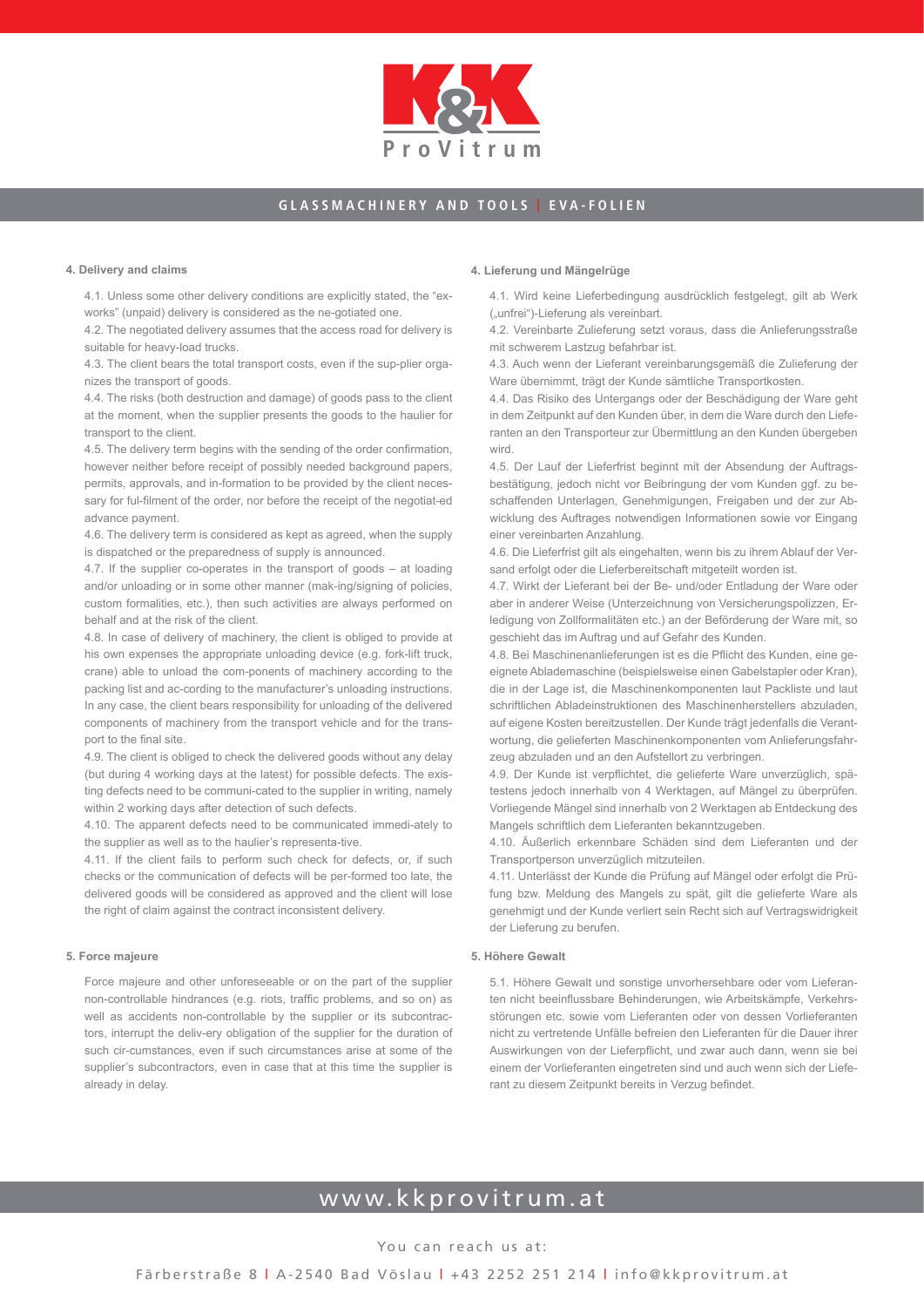### 4. Delivery and claims

4.1. Unless some other delivery conditions are explicitly stated, the "ex-works" (unpaid) delivery is considered as the ne-gotiated one.
4.2. The negotiated delivery assumes that the access road for delivery is suitable for heavy-load trucks.
4.3. The client bears the total transport costs, even if the sup-plier organizes the transport of goods.
4.4. The risks (both destruction and damage) of goods pass to the client at the moment, when the supplier presents the goods to the haulier for transport to the client.
4.5. The delivery term begins with the sending of the order confirmation, however neither before receipt of possibly needed background papers, permits, approvals, and in-formation to be provided by the client neces-sary for ful-filment of the order, nor before the receipt of the negotiat-ed advance payment.
4.6. The delivery term is considered as kept as agreed, when the supply is dispatched or the preparedness of supply is announced.
4.7. If the supplier co-operates in the transport of goods – at loading and/or unloading or in some other manner (mak-ing/signing of policies, custom formalities, etc.), then such activities are always performed on behalf and at the risk of the client.
4.8. In case of delivery of machinery, the client is obliged to provide at his own expenses the appropriate unloading device (e.g. fork-lift truck, crane) able to unload the com-ponents of machinery according to the packing list and ac-cording to the manufacturer's unloading instructions. In any case, the client bears responsibility for unloading of the delivered components of machinery from the transport vehicle and for the transport to the final site.
4.9. The client is obliged to check the delivered goods without any delay (but during 4 working days at the latest) for possible defects. The exis-ting defects need to be communi-cated to the supplier in writing, namely within 2 working days after detection of such defects.
4.10. The apparent defects need to be communicated immedi-ately to the supplier as well as to the haulier's representa-tive.
4.11. If the client fails to perform such check for defects, or, if such checks or the communication of defects will be per-formed too late, the delivered goods will be considered as approved and the client will lose the right of claim against the contract inconsistent delivery.

### 5. Force majeure

Force majeure and other unforeseeable or on the part of the supplier non-controllable hindrances (e.g. riots, traffic problems, and so on) as well as accidents non-controllable by the supplier or its subcontractors, interrupt the deliv-ery obligation of the supplier for the duration of such cir-cumstances, even if such circumstances arise at some of the supplier's subcontractors, even in case that at this time the supplier is already in delay.

### 4. Lieferung und Mängelrüge

4.1. Wird keine Lieferbedingung ausdrücklich festgelegt, gilt ab Werk („unfrei")-Lieferung als vereinbart.
4.2. Vereinbarte Zulieferung setzt voraus, dass die Anlieferungsstraße mit schwerem Lastzug befahrbar ist.
4.3. Auch wenn der Lieferant vereinbarungsgemäß die Zulieferung der Ware übernimmt, trägt der Kunde sämtliche Transportkosten.
4.4. Das Risiko des Untergangs oder der Beschädigung der Ware geht in dem Zeitpunkt auf den Kunden über, in dem die Ware durch den Lieferanten an den Transporteur zur Übermittlung an den Kunden übergeben wird.
4.5. Der Lauf der Lieferfrist beginnt mit der Absendung der Auftrags-bestätigung, jedoch nicht vor Beibringung der vom Kunden ggf. zu be-schaffenden Unterlagen, Genehmigungen, Freigaben und der zur Ab-wicklung des Auftrages notwendigen Informationen sowie vor Eingang einer vereinbarten Anzahlung.
4.6. Die Lieferfrist gilt als eingehalten, wenn bis zu ihrem Ablauf der Ver-sand erfolgt oder die Lieferbereitschaft mitgeteilt worden ist.
4.7. Wirkt der Lieferant bei der Be- und/oder Entladung der Ware oder aber in anderer Weise (Unterzeichnung von Versicherungspolizzen, Er-ledigung von Zollformalitäten etc.) an der Beförderung der Ware mit, so geschieht das im Auftrag und auf Gefahr des Kunden.
4.8. Bei Maschinenanlieferungen ist es die Pflicht des Kunden, eine ge-eignete Ablademaschine (beispielsweise einen Gabelstapler oder Kran), die in der Lage ist, die Maschinenkomponenten laut Packliste und laut schriftlichen Abladeinstruktionen des Maschinenherstellers abzuladen, auf eigene Kosten bereitzustellen. Der Kunde trägt jedenfalls die Verant-wortung, die gelieferten Maschinenkomponenten vom Anlieferungsfahr-zeug abzuladen und an den Aufstellort zu verbringen.
4.9. Der Kunde ist verpflichtet, die gelieferte Ware unverzüglich, spä-testens jedoch innerhalb von 4 Werktagen, auf Mängel zu überprüfen. Vorliegende Mängel sind innerhalb von 2 Werktagen ab Entdeckung des Mangels schriftlich dem Lieferanten bekanntzugeben.
4.10. Äußerlich erkennbare Schäden sind dem Lieferanten und der Transportperson unverzüglich mitzuteilen.
4.11. Unterlässt der Kunde die Prüfung auf Mängel oder erfolgt die Prü-fung bzw. Meldung des Mangels zu spät, gilt die gelieferte Ware als genehmigt und der Kunde verliert sein Recht sich auf Vertragswidrigkeit der Lieferung zu berufen.

### 5. Höhere Gewalt

5.1. Höhere Gewalt und sonstige unvorhersehbare oder vom Lieferan-ten nicht beeinflussbare Behinderungen, wie Arbeitskämpfe, Verkehrs-störungen etc. sowie vom Lieferanten oder von dessen Vorlieferanten nicht zu vertretende Unfälle befreien den Lieferanten für die Dauer ihrer Auswirkungen von der Lieferpflicht, und zwar auch dann, wenn sie bei einem der Vorlieferanten eingetreten sind und auch wenn sich der Liefe-rant zu diesem Zeitpunkt bereits in Verzug befindet.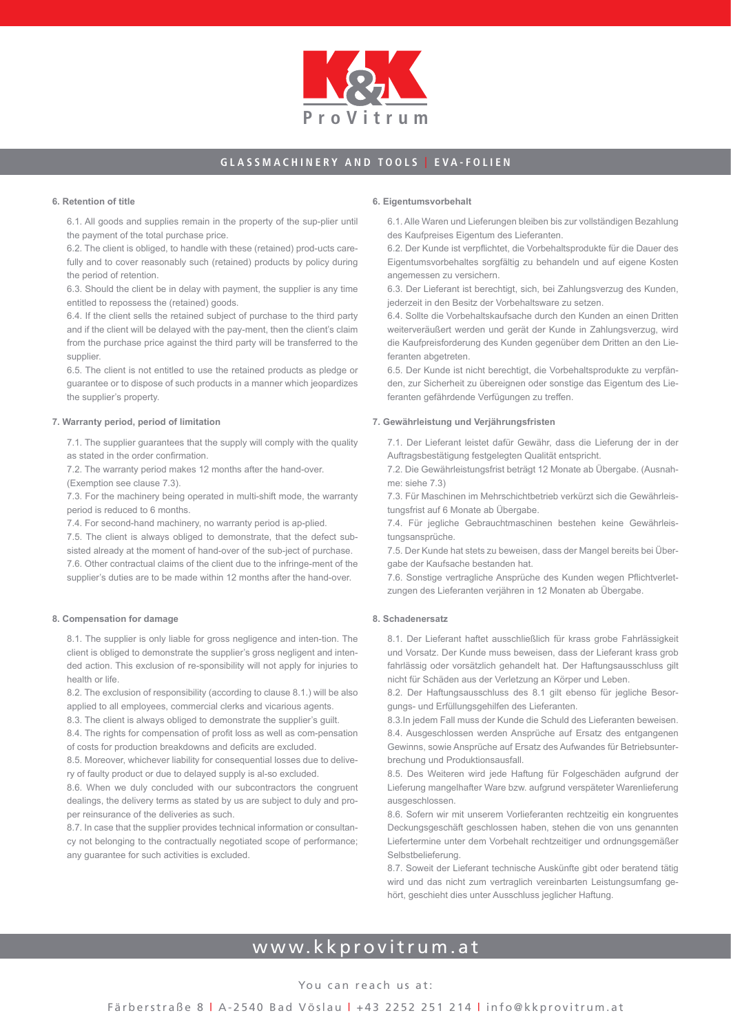## 6. Retention of title

6.1. All goods and supplies remain in the property of the sup-plier until the payment of the total purchase price.

6.2. The client is obliged, to handle with these (retained) prod-ucts carefully and to cover reasonably such (retained) products by policy during the period of retention.

6.3. Should the client be in delay with payment, the supplier is any time entitled to repossess the (retained) goods.

6.4. If the client sells the retained subject of purchase to the third party and if the client will be delayed with the pay-ment, then the client's claim from the purchase price against the third party will be transferred to the supplier.

6.5. The client is not entitled to use the retained products as pledge or guarantee or to dispose of such products in a manner which jeopardizes the supplier's property.

## 7. Warranty period, period of limitation

7.1. The supplier guarantees that the supply will comply with the quality as stated in the order confirmation.

7.2. The warranty period makes 12 months after the hand-over. (Exemption see clause 7.3).

7.3. For the machinery being operated in multi-shift mode, the warranty period is reduced to 6 months.

7.4. For second-hand machinery, no warranty period is ap-plied.

7.5. The client is always obliged to demonstrate, that the defect subsisted already at the moment of hand-over of the sub-ject of purchase.

7.6. Other contractual claims of the client due to the infringe-ment of the supplier's duties are to be made within 12 months after the hand-over.

## 8. Compensation for damage

8.1. The supplier is only liable for gross negligence and inten-tion. The client is obliged to demonstrate the supplier's gross negligent and intended action. This exclusion of re-sponsibility will not apply for injuries to health or life.

8.2. The exclusion of responsibility (according to clause 8.1.) will be also applied to all employees, commercial clerks and vicarious agents.

8.3. The client is always obliged to demonstrate the supplier's guilt.

8.4. The rights for compensation of profit loss as well as com-pensation of costs for production breakdowns and deficits are excluded.

8.5. Moreover, whichever liability for consequential losses due to delivery of faulty product or due to delayed supply is al-so excluded.

8.6. When we duly concluded with our subcontractors the congruent dealings, the delivery terms as stated by us are subject to duly and proper reinsurance of the deliveries as such.

8.7. In case that the supplier provides technical information or consultancy not belonging to the contractually negotiated scope of performance; any guarantee for such activities is excluded.

## 6. Eigentumsvorbehalt

6.1. Alle Waren und Lieferungen bleiben bis zur vollständigen Bezahlung des Kaufpreises Eigentum des Lieferanten.

6.2. Der Kunde ist verpflichtet, die Vorbehaltsprodukte für die Dauer des Eigentumsvorbehaltes sorgfältig zu behandeln und auf eigene Kosten angemessen zu versichern.

6.3. Der Lieferant ist berechtigt, sich, bei Zahlungsverzug des Kunden, jederzeit in den Besitz der Vorbehaltsware zu setzen.

6.4. Sollte die Vorbehaltskaufsache durch den Kunden an einen Dritten weiterveräußert werden und gerät der Kunde in Zahlungsverzug, wird die Kaufpreisforderung des Kunden gegenüber dem Dritten an den Lieferanten abgetreten.

6.5. Der Kunde ist nicht berechtigt, die Vorbehaltsprodukte zu verpfänden, zur Sicherheit zu übereignen oder sonstige das Eigentum des Lieferanten gefährdende Verfügungen zu treffen.

## 7. Gewährleistung und Verjährungsfristen

7.1. Der Lieferant leistet dafür Gewähr, dass die Lieferung der in der Auftragsbestätigung festgelegten Qualität entspricht.

7.2. Die Gewährleistungsfrist beträgt 12 Monate ab Übergabe. (Ausnahme: siehe 7.3)

7.3. Für Maschinen im Mehrschichtbetrieb verkürzt sich die Gewährleistungsfrist auf 6 Monate ab Übergabe.

7.4. Für jegliche Gebrauchtmaschinen bestehen keine Gewährleistungsansprüche.

7.5. Der Kunde hat stets zu beweisen, dass der Mangel bereits bei Übergabe der Kaufsache bestanden hat.

7.6. Sonstige vertragliche Ansprüche des Kunden wegen Pflichtverletzungen des Lieferanten verjähren in 12 Monaten ab Übergabe.

## 8. Schadenersatz

8.1. Der Lieferant haftet ausschließlich für krass grobe Fahrlässigkeit und Vorsatz. Der Kunde muss beweisen, dass der Lieferant krass grob fahrlässig oder vorsätzlich gehandelt hat. Der Haftungsausschluss gilt nicht für Schäden aus der Verletzung an Körper und Leben.

8.2. Der Haftungsausschluss des 8.1 gilt ebenso für jegliche Besorgungs- und Erfüllungsgehilfen des Lieferanten.

8.3.In jedem Fall muss der Kunde die Schuld des Lieferanten beweisen.

8.4. Ausgeschlossen werden Ansprüche auf Ersatz des entgangenen Gewinns, sowie Ansprüche auf Ersatz des Aufwandes für Betriebsunterbrechung und Produktionsausfall.

8.5. Des Weiteren wird jede Haftung für Folgeschäden aufgrund der Lieferung mangelhafter Ware bzw. aufgrund verspäteter Warenlieferung ausgeschlossen.

8.6. Sofern wir mit unserem Vorlieferanten rechtzeitig ein kongruentes Deckungsgeschäft geschlossen haben, stehen die von uns genannten Liefertermine unter dem Vorbehalt rechtzeitiger und ordnungsgemäßer Selbstbelieferung.

8.7. Soweit der Lieferant technische Auskünfte gibt oder beratend tätig wird und das nicht zum vertraglich vereinbarten Leistungsumfang gehört, geschieht dies unter Ausschluss jeglicher Haftung.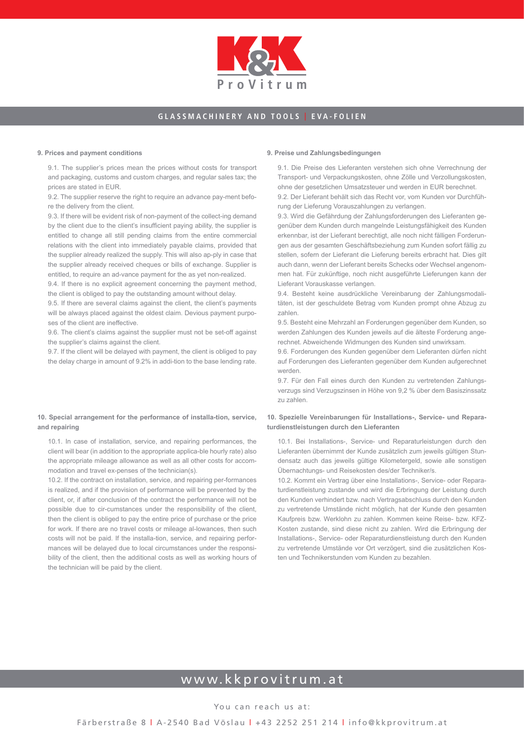## 9. Prices and payment conditions

9.1. The supplier's prices mean the prices without costs for transport and packaging, customs and custom charges, and regular sales tax; the prices are stated in EUR.

9.2. The supplier reserve the right to require an advance pay-ment before the delivery from the client.

9.3. If there will be evident risk of non-payment of the collect-ing demand by the client due to the client's insufficient paying ability, the supplier is entitled to change all still pending claims from the entire commercial relations with the client into immediately payable claims, provided that the supplier already realized the supply. This will also ap-ply in case that the supplier already received cheques or bills of exchange. Supplier is entitled, to require an ad-vance payment for the as yet non-realized.

9.4. If there is no explicit agreement concerning the payment method, the client is obliged to pay the outstanding amount without delay.

9.5. If there are several claims against the client, the client's payments will be always placed against the oldest claim. Devious payment purposes of the client are ineffective.

9.6. The client's claims against the supplier must not be set-off against the supplier's claims against the client.

9.7. If the client will be delayed with payment, the client is obliged to pay the delay charge in amount of 9.2% in addi-tion to the base lending rate.

## 10. Special arrangement for the performance of installa-tion, service, and repairing

10.1. In case of installation, service, and repairing performances, the client will bear (in addition to the appropriate applica-ble hourly rate) also the appropriate mileage allowance as well as all other costs for accommodation and travel ex-penses of the technician(s).

10.2. If the contract on installation, service, and repairing per-formances is realized, and if the provision of performance will be prevented by the client, or, if after conclusion of the contract the performance will not be possible due to cir-cumstances under the responsibility of the client, then the client is obliged to pay the entire price of purchase or the price for work. If there are no travel costs or mileage al-lowances, then such costs will not be paid. If the installa-tion, service, and repairing performances will be delayed due to local circumstances under the responsibility of the client, then the additional costs as well as working hours of the technician will be paid by the client.

## 9. Preise und Zahlungsbedingungen

9.1. Die Preise des Lieferanten verstehen sich ohne Verrechnung der Transport- und Verpackungskosten, ohne Zölle und Verzollungskosten, ohne der gesetzlichen Umsatzsteuer und werden in EUR berechnet.

9.2. Der Lieferant behält sich das Recht vor, vom Kunden vor Durchführung der Lieferung Vorauszahlungen zu verlangen.

9.3. Wird die Gefährdung der Zahlungsforderungen des Lieferanten gegenüber dem Kunden durch mangelnde Leistungsfähigkeit des Kunden erkennbar, ist der Lieferant berechtigt, alle noch nicht fälligen Forderungen aus der gesamten Geschäftsbeziehung zum Kunden sofort fällig zu stellen, sofern der Lieferant die Lieferung bereits erbracht hat. Dies gilt auch dann, wenn der Lieferant bereits Schecks oder Wechsel angenommen hat. Für zukünftige, noch nicht ausgeführte Lieferungen kann der Lieferant Vorauskasse verlangen.

9.4. Besteht keine ausdrückliche Vereinbarung der Zahlungsmodalitäten, ist der geschuldete Betrag vom Kunden prompt ohne Abzug zu zahlen.

9.5. Besteht eine Mehrzahl an Forderungen gegenüber dem Kunden, so werden Zahlungen des Kunden jeweils auf die älteste Forderung angerechnet. Abweichende Widmungen des Kunden sind unwirksam.

9.6. Forderungen des Kunden gegenüber dem Lieferanten dürfen nicht auf Forderungen des Lieferanten gegenüber dem Kunden aufgerechnet werden.

9.7. Für den Fall eines durch den Kunden zu vertretenden Zahlungsverzugs sind Verzugszinsen in Höhe von 9,2 % über dem Basiszinssatz zu zahlen.

## 10. Spezielle Vereinbarungen für Installations-, Service- und Reparaturdienstleistungen durch den Lieferanten

10.1. Bei Installations-, Service- und Reparaturleistungen durch den Lieferanten übernimmt der Kunde zusätzlich zum jeweils gültigen Stundensatz auch das jeweils gültige Kilometergeld, sowie alle sonstigen Übernachtungs- und Reisekosten des/der Techniker/s.

10.2. Kommt ein Vertrag über eine Installations-, Service- oder Reparaturdienstleistung zustande und wird die Erbringung der Leistung durch den Kunden verhindert bzw. nach Vertragsabschluss durch den Kunden zu vertretende Umstände nicht möglich, hat der Kunde den gesamten Kaufpreis bzw. Werklohn zu zahlen. Kommen keine Reise- bzw. KFZ-Kosten zustande, sind diese nicht zu zahlen. Wird die Erbringung der Installations-, Service- oder Reparaturdienstleistung durch den Kunden zu vertretende Umstände vor Ort verzögert, sind die zusätzlichen Kosten und Technikerstunden vom Kunden zu bezahlen.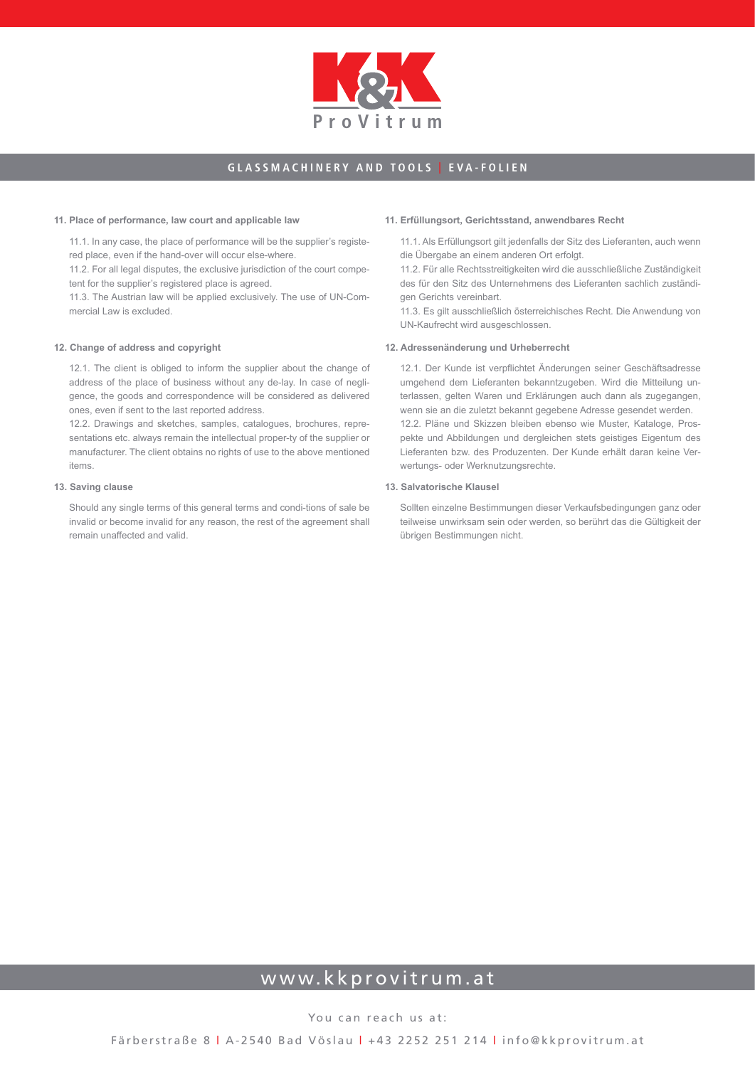GLASSMACHINERY AND TOOLS | EVA-FOLIEN

### 11. Place of performance, law court and applicable law

11.1. In any case, the place of performance will be the supplier's registered place, even if the hand-over will occur else-where.
11.2. For all legal disputes, the exclusive jurisdiction of the court competent for the supplier's registered place is agreed.
11.3. The Austrian law will be applied exclusively. The use of UN-Commercial Law is excluded.

### 12. Change of address and copyright

12.1. The client is obliged to inform the supplier about the change of address of the place of business without any de-lay. In case of negligence, the goods and correspondence will be considered as delivered ones, even if sent to the last reported address.
12.2. Drawings and sketches, samples, catalogues, brochures, representations etc. always remain the intellectual proper-ty of the supplier or manufacturer. The client obtains no rights of use to the above mentioned items.

### 13. Saving clause

Should any single terms of this general terms and condi-tions of sale be invalid or become invalid for any reason, the rest of the agreement shall remain unaffected and valid.

### 11. Erfüllungsort, Gerichtsstand, anwendbares Recht

11.1. Als Erfüllungsort gilt jedenfalls der Sitz des Lieferanten, auch wenn die Übergabe an einem anderen Ort erfolgt.
11.2. Für alle Rechtsstreitigkeiten wird die ausschließliche Zuständigkeit des für den Sitz des Unternehmens des Lieferanten sachlich zuständigen Gerichts vereinbart.
11.3. Es gilt ausschließlich österreichisches Recht. Die Anwendung von UN-Kaufrecht wird ausgeschlossen.

### 12. Adressenänderung und Urheberrecht

12.1. Der Kunde ist verpflichtet Änderungen seiner Geschäftsadresse umgehend dem Lieferanten bekanntzugeben. Wird die Mitteilung unterlassen, gelten Waren und Erklärungen auch dann als zugegangen, wenn sie an die zuletzt bekannt gegebene Adresse gesendet werden.
12.2. Pläne und Skizzen bleiben ebenso wie Muster, Kataloge, Prospekte und Abbildungen und dergleichen stets geistiges Eigentum des Lieferanten bzw. des Produzenten. Der Kunde erhält daran keine Verwertungs- oder Werknutzungsrechte.

### 13. Salvatorische Klausel

Sollten einzelne Bestimmungen dieser Verkaufsbedingungen ganz oder teilweise unwirksam sein oder werden, so berührt das die Gültigkeit der übrigen Bestimmungen nicht.

www.kkprovitrum.at

You can reach us at:

Färberstraße 8 | A-2540 Bad Vöslau | +43 2252 251 214 | info@kkprovitrum.at